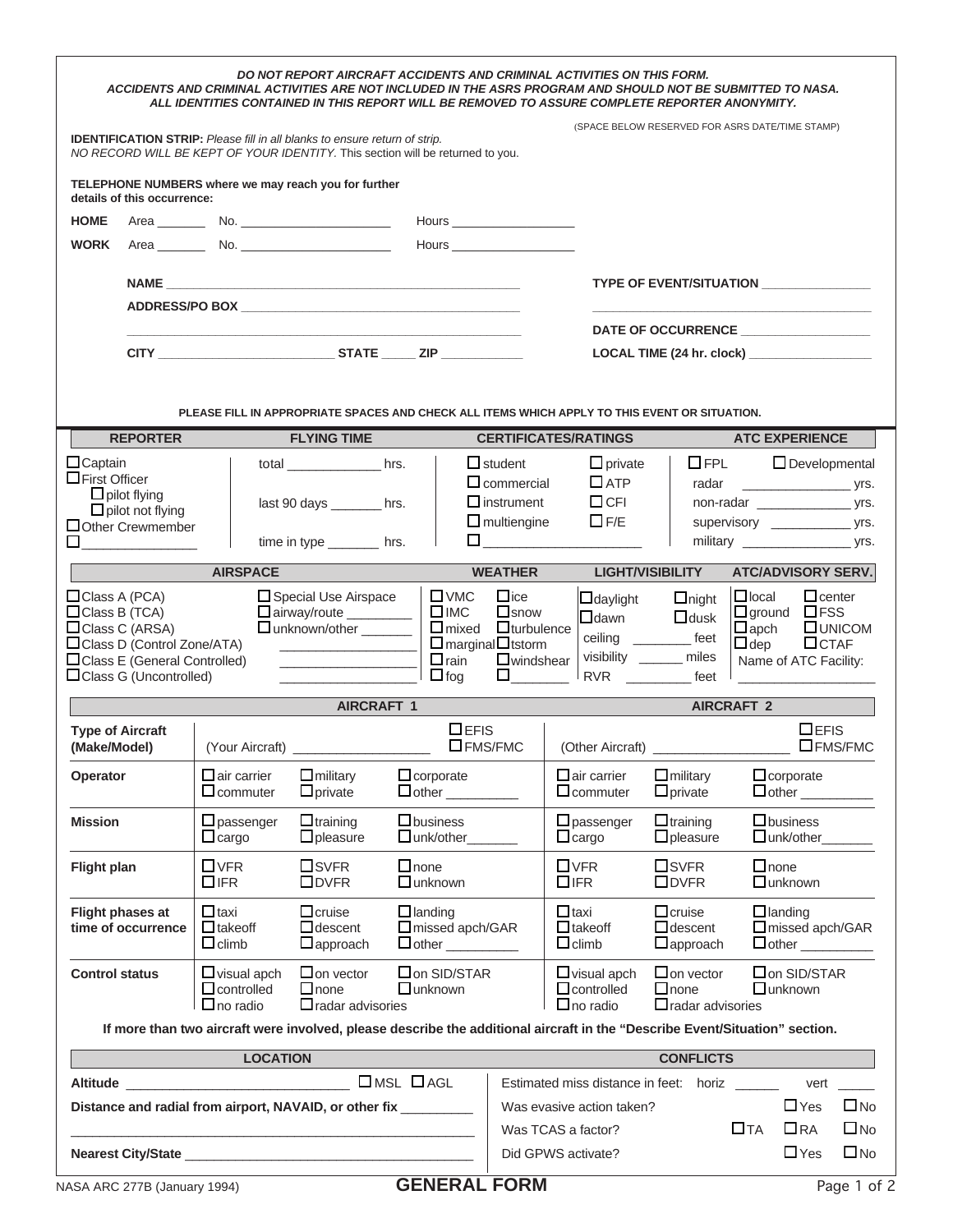***DO NOT REPORT AIRCRAFT ACCIDENTS AND CRIMINAL ACTIVITIES ON THIS FORM.***
***ACCIDENTS AND CRIMINAL ACTIVITIES ARE NOT INCLUDED IN THE ASRS PROGRAM AND SHOULD NOT BE SUBMITTED TO NASA.***
***ALL IDENTITIES CONTAINED IN THIS REPORT WILL BE REMOVED TO ASSURE COMPLETE REPORTER ANONYMITY.***

(SPACE BELOW RESERVED FOR ASRS DATE/TIME STAMP)

**IDENTIFICATION STRIP:** *Please fill in all blanks to ensure return of strip.*
*NO RECORD WILL BE KEPT OF YOUR IDENTITY.* This section will be returned to you.

**TELEPHONE NUMBERS where we may reach you for further details of this occurrence:**

**HOME** Area _______ No. _____________________ Hours _________________

**WORK** Area _______ No. _____________________ Hours _________________

**NAME** ____________________________________________________

**ADDRESS/PO BOX** ____________________________________________

____________________________________________________

**CITY** _________________________ **STATE** _____ **ZIP** ___________

**TYPE OF EVENT/SITUATION** _______________

_________________________________________

**DATE OF OCCURRENCE** __________________

**LOCAL TIME (24 hr. clock)** _________________

**PLEASE FILL IN APPROPRIATE SPACES AND CHECK ALL ITEMS WHICH APPLY TO THIS EVENT OR SITUATION.**

| REPORTER | FLYING TIME | CERTIFICATES/RATINGS | ATC EXPERIENCE |
|---|---|---|---|
| ☐ Captain<br>☐ First Officer<br>☐ pilot flying<br>☐ pilot not flying<br>☐ Other Crewmember<br>☐ _______________ | total ____________ hrs.<br><br>last 90 days _______ hrs.<br><br>time in type _______ hrs. | ☐ student ☐ private<br>☐ commercial ☐ ATP<br>☐ instrument ☐ CFI<br>☐ multiengine ☐ F/E<br>☐ _____________________ | ☐ FPL ☐ Developmental<br>radar _______________ yrs.<br>non-radar _____________ yrs.<br>supervisory ___________ yrs.<br>military _______________ yrs. |

| AIRSPACE | | WEATHER | LIGHT/VISIBILITY | ATC/ADVISORY SERV. |
|---|---|---|---|---|
| ☐ Class A (PCA)<br>☐ Class B (TCA)<br>☐ Class C (ARSA)<br>☐ Class D (Control Zone/ATA)<br>☐ Class E (General Controlled)<br>☐ Class G (Uncontrolled) | ☐ Special Use Airspace<br>☐ airway/route _________<br>☐ unknown/other _______<br>__________________<br>__________________<br>__________________ | ☐ VMC ☐ ice<br>☐ IMC ☐ snow<br>☐ mixed ☐ turbulence<br>☐ marginal ☐ tstorm<br>☐ rain ☐ windshear<br>☐ fog ☐ _______ | ☐ daylight ☐ night<br>☐ dawn ☐ dusk<br>ceiling ________ feet<br>visibility ______ miles<br>RVR _________ feet | ☐ local ☐ center<br>☐ ground ☐ FSS<br>☐ apch ☐ UNICOM<br>☐ dep ☐ CTAF<br>Name of ATC Facility:<br>___________________ |

| | AIRCRAFT 1 | AIRCRAFT 2 |
|---|---|---|
| **Type of Aircraft (Make/Model)** | (Your Aircraft) __________________ ☐ EFIS ☐ FMS/FMC | (Other Aircraft) __________________ ☐ EFIS ☐ FMS/FMC |
| **Operator** | ☐ air carrier ☐ military ☐ corporate<br>☐ commuter ☐ private ☐ other _________ | ☐ air carrier ☐ military ☐ corporate<br>☐ commuter ☐ private ☐ other _________ |
| **Mission** | ☐ passenger ☐ training ☐ business<br>☐ cargo ☐ pleasure ☐ unk/other_______ | ☐ passenger ☐ training ☐ business<br>☐ cargo ☐ pleasure ☐ unk/other_______ |
| **Flight plan** | ☐ VFR ☐ SVFR ☐ none<br>☐ IFR ☐ DVFR ☐ unknown | ☐ VFR ☐ SVFR ☐ none<br>☐ IFR ☐ DVFR ☐ unknown |
| **Flight phases at time of occurrence** | ☐ taxi ☐ cruise ☐ landing<br>☐ takeoff ☐ descent ☐ missed apch/GAR<br>☐ climb ☐ approach ☐ other _________ | ☐ taxi ☐ cruise ☐ landing<br>☐ takeoff ☐ descent ☐ missed apch/GAR<br>☐ climb ☐ approach ☐ other _________ |
| **Control status** | ☐ visual apch ☐ on vector ☐ on SID/STAR<br>☐ controlled ☐ none ☐ unknown<br>☐ no radio ☐ radar advisories | ☐ visual apch ☐ on vector ☐ on SID/STAR<br>☐ controlled ☐ none ☐ unknown<br>☐ no radio ☐ radar advisories |

**If more than two aircraft were involved, please describe the additional aircraft in the "Describe Event/Situation" section.**

| LOCATION | CONFLICTS |
|---|---|
| **Altitude** ____________________________ ☐ MSL ☐ AGL | Estimated miss distance in feet: horiz ______ vert _____ |
| **Distance and radial from airport, NAVAID, or other fix** _________ | Was evasive action taken? ☐ Yes ☐ No |
| _______________________________________________ | Was TCAS a factor? ☐ TA ☐ RA ☐ No |
| **Nearest City/State** _____________________________________ | Did GPWS activate? ☐ Yes ☐ No |

NASA ARC 277B (January 1994) **GENERAL FORM**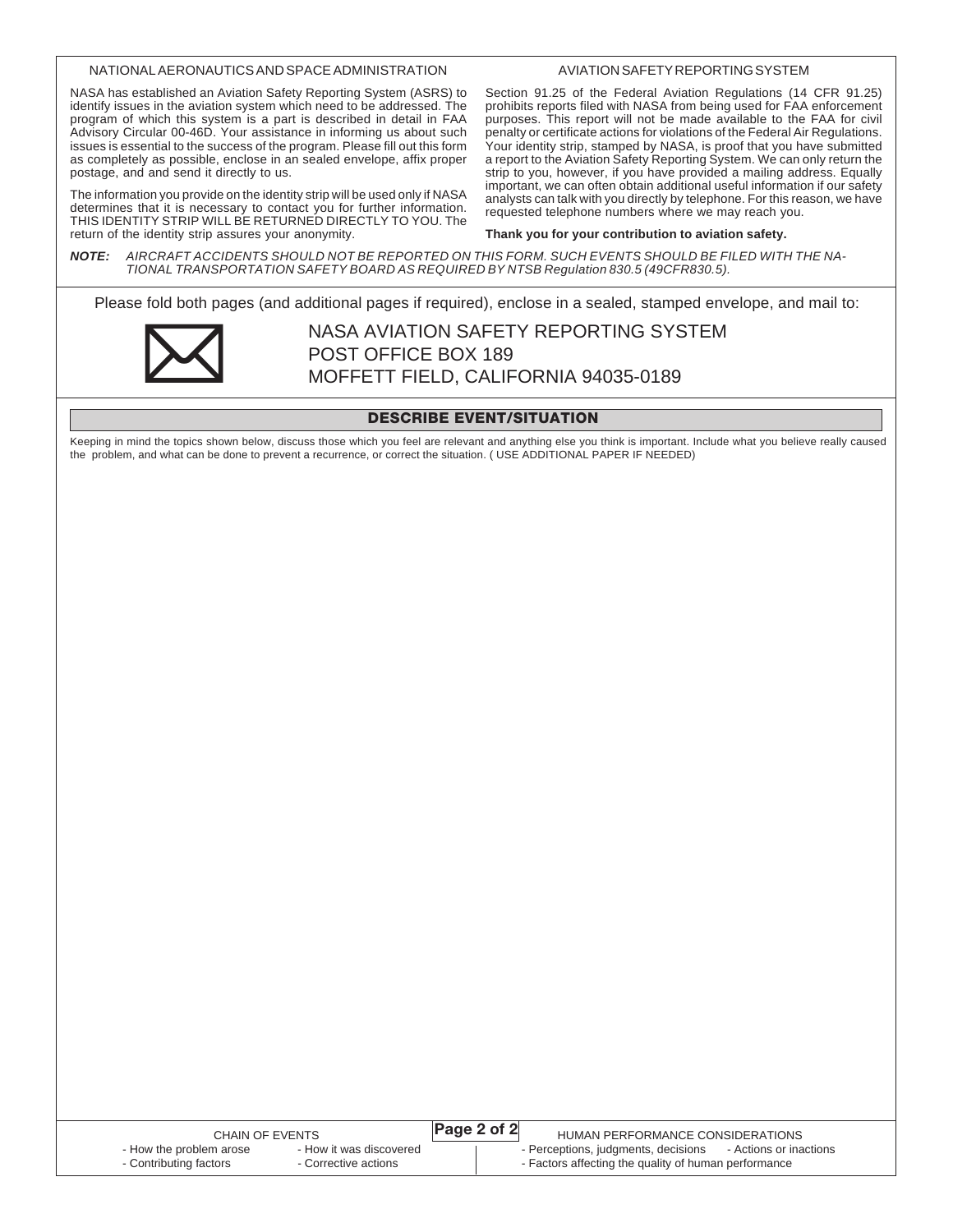NATIONAL AERONAUTICS AND SPACE ADMINISTRATION

AVIATION SAFETY REPORTING SYSTEM

NASA has established an Aviation Safety Reporting System (ASRS) to identify issues in the aviation system which need to be addressed. The program of which this system is a part is described in detail in FAA Advisory Circular 00-46D. Your assistance in informing us about such issues is essential to the success of the program. Please fill out this form as completely as possible, enclose in an sealed envelope, affix proper postage, and and send it directly to us.

The information you provide on the identity strip will be used only if NASA determines that it is necessary to contact you for further information. THIS IDENTITY STRIP WILL BE RETURNED DIRECTLY TO YOU. The return of the identity strip assures your anonymity.

Section 91.25 of the Federal Aviation Regulations (14 CFR 91.25) prohibits reports filed with NASA from being used for FAA enforcement purposes. This report will not be made available to the FAA for civil penalty or certificate actions for violations of the Federal Air Regulations. Your identity strip, stamped by NASA, is proof that you have submitted a report to the Aviation Safety Reporting System. We can only return the strip to you, however, if you have provided a mailing address. Equally important, we can often obtain additional useful information if our safety analysts can talk with you directly by telephone. For this reason, we have requested telephone numbers where we may reach you.

**Thank you for your contribution to aviation safety.**

***NOTE:*** *AIRCRAFT ACCIDENTS SHOULD NOT BE REPORTED ON THIS FORM. SUCH EVENTS SHOULD BE FILED WITH THE NATIONAL TRANSPORTATION SAFETY BOARD AS REQUIRED BY NTSB Regulation 830.5 (49CFR830.5).*

Please fold both pages (and additional pages if required), enclose in a sealed, stamped envelope, and mail to:

NASA AVIATION SAFETY REPORTING SYSTEM
POST OFFICE BOX 189
MOFFETT FIELD, CALIFORNIA 94035-0189

## DESCRIBE EVENT/SITUATION

Keeping in mind the topics shown below, discuss those which you feel are relevant and anything else you think is important. Include what you believe really caused the problem, and what can be done to prevent a recurrence, or correct the situation. ( USE ADDITIONAL PAPER IF NEEDED)

CHAIN OF EVENTS

- How the problem arose
- How it was discovered
- Contributing factors
- Corrective actions

HUMAN PERFORMANCE CONSIDERATIONS

- Perceptions, judgments, decisions
- Actions or inactions
- Factors affecting the quality of human performance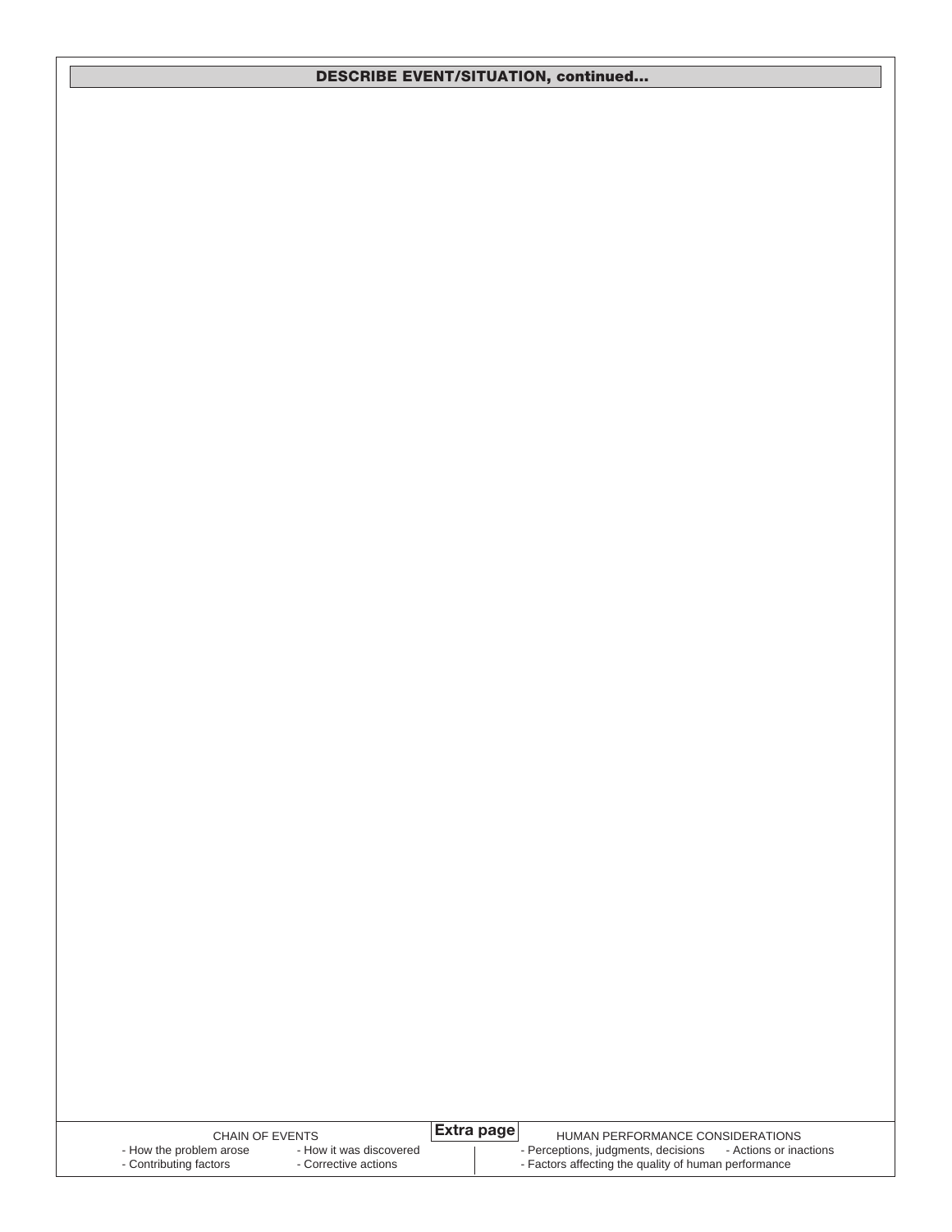## DESCRIBE EVENT/SITUATION, continued...

**Extra page**

CHAIN OF EVENTS
- How the problem arose
- Contributing factors
- How it was discovered
- Corrective actions

HUMAN PERFORMANCE CONSIDERATIONS
- Perceptions, judgments, decisions
- Actions or inactions
- Factors affecting the quality of human performance